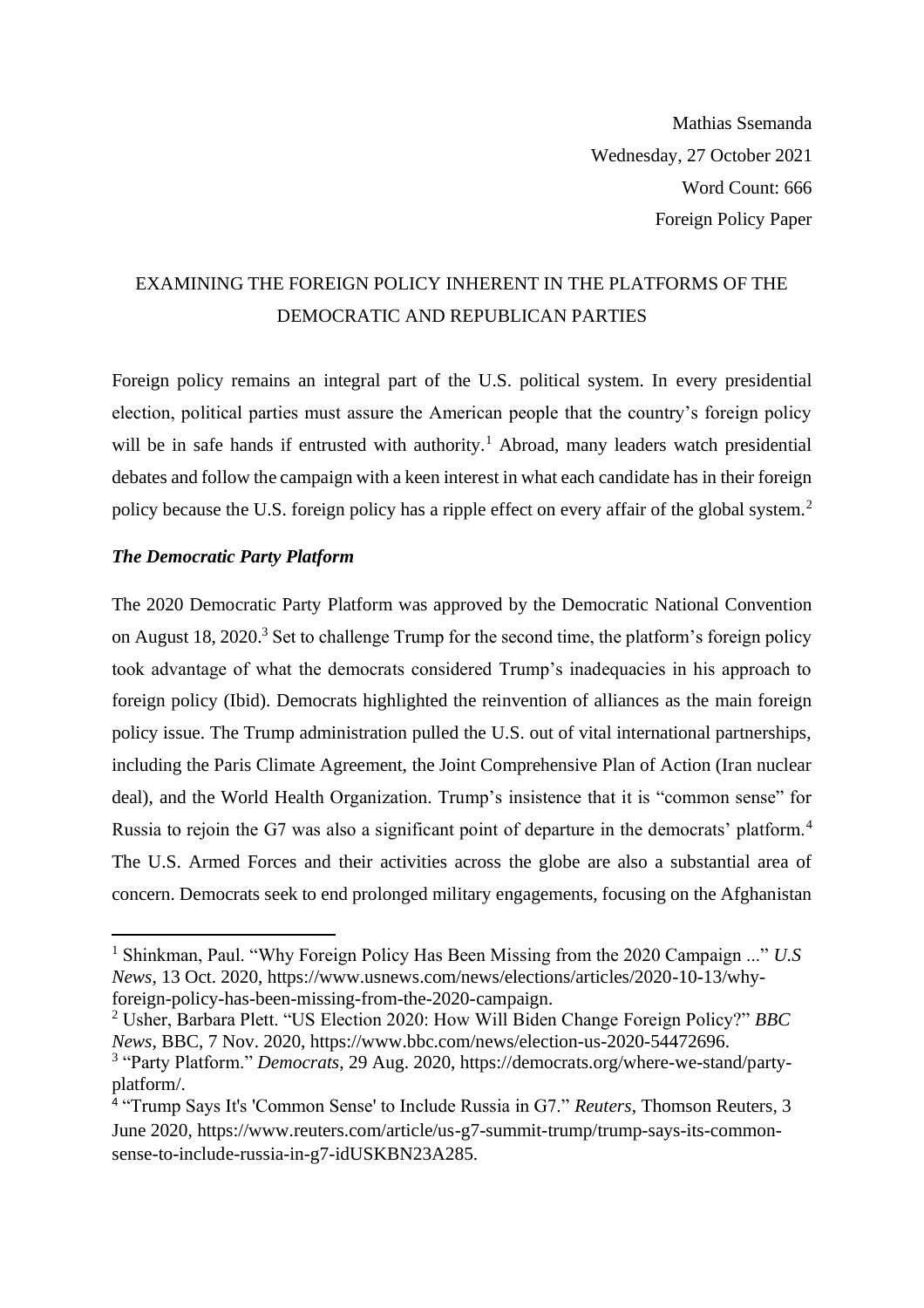Mathias Ssemanda
Wednesday, 27 October 2021
Word Count: 666
Foreign Policy Paper

# EXAMINING THE FOREIGN POLICY INHERENT IN THE PLATFORMS OF THE DEMOCRATIC AND REPUBLICAN PARTIES

Foreign policy remains an integral part of the U.S. political system. In every presidential election, political parties must assure the American people that the country's foreign policy will be in safe hands if entrusted with authority.[1] Abroad, many leaders watch presidential debates and follow the campaign with a keen interest in what each candidate has in their foreign policy because the U.S. foreign policy has a ripple effect on every affair of the global system.[2]

## *The Democratic Party Platform*

The 2020 Democratic Party Platform was approved by the Democratic National Convention on August 18, 2020.[3] Set to challenge Trump for the second time, the platform's foreign policy took advantage of what the democrats considered Trump's inadequacies in his approach to foreign policy (Ibid). Democrats highlighted the reinvention of alliances as the main foreign policy issue. The Trump administration pulled the U.S. out of vital international partnerships, including the Paris Climate Agreement, the Joint Comprehensive Plan of Action (Iran nuclear deal), and the World Health Organization. Trump's insistence that it is "common sense" for Russia to rejoin the G7 was also a significant point of departure in the democrats' platform.[4] The U.S. Armed Forces and their activities across the globe are also a substantial area of concern. Democrats seek to end prolonged military engagements, focusing on the Afghanistan

---

[1] Shinkman, Paul. "Why Foreign Policy Has Been Missing from the 2020 Campaign ..." *U.S News*, 13 Oct. 2020, https://www.usnews.com/news/elections/articles/2020-10-13/why-foreign-policy-has-been-missing-from-the-2020-campaign.

[2] Usher, Barbara Plett. "US Election 2020: How Will Biden Change Foreign Policy?" *BBC News*, BBC, 7 Nov. 2020, https://www.bbc.com/news/election-us-2020-54472696.

[3] "Party Platform." *Democrats*, 29 Aug. 2020, https://democrats.org/where-we-stand/party-platform/.

[4] "Trump Says It's 'Common Sense' to Include Russia in G7." *Reuters*, Thomson Reuters, 3 June 2020, https://www.reuters.com/article/us-g7-summit-trump/trump-says-its-common-sense-to-include-russia-in-g7-idUSKBN23A285.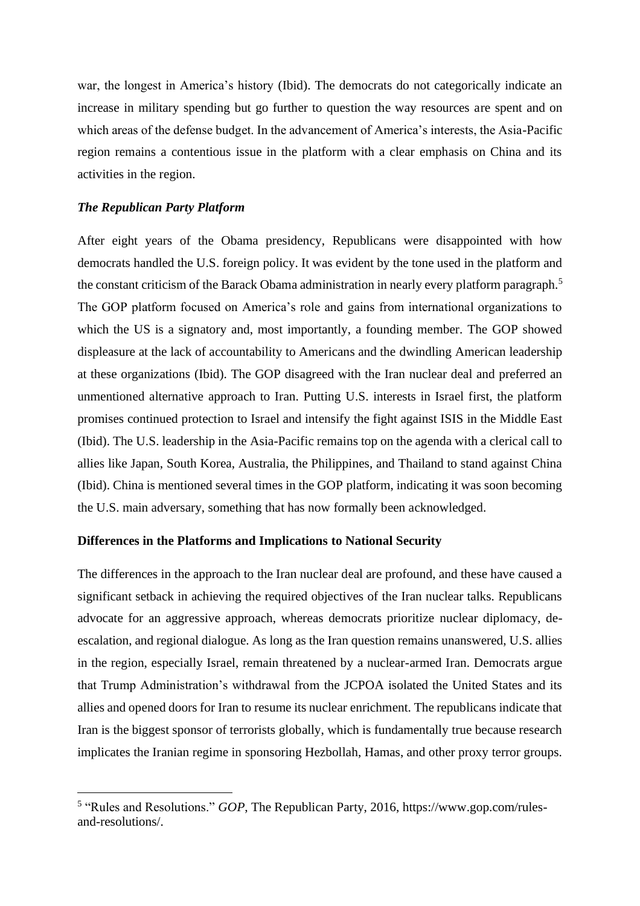war, the longest in America's history (Ibid). The democrats do not categorically indicate an increase in military spending but go further to question the way resources are spent and on which areas of the defense budget. In the advancement of America's interests, the Asia-Pacific region remains a contentious issue in the platform with a clear emphasis on China and its activities in the region.

### *The Republican Party Platform*

After eight years of the Obama presidency, Republicans were disappointed with how democrats handled the U.S. foreign policy. It was evident by the tone used in the platform and the constant criticism of the Barack Obama administration in nearly every platform paragraph.[5] The GOP platform focused on America's role and gains from international organizations to which the US is a signatory and, most importantly, a founding member. The GOP showed displeasure at the lack of accountability to Americans and the dwindling American leadership at these organizations (Ibid). The GOP disagreed with the Iran nuclear deal and preferred an unmentioned alternative approach to Iran. Putting U.S. interests in Israel first, the platform promises continued protection to Israel and intensify the fight against ISIS in the Middle East (Ibid). The U.S. leadership in the Asia-Pacific remains top on the agenda with a clerical call to allies like Japan, South Korea, Australia, the Philippines, and Thailand to stand against China (Ibid). China is mentioned several times in the GOP platform, indicating it was soon becoming the U.S. main adversary, something that has now formally been acknowledged.

## Differences in the Platforms and Implications to National Security

The differences in the approach to the Iran nuclear deal are profound, and these have caused a significant setback in achieving the required objectives of the Iran nuclear talks. Republicans advocate for an aggressive approach, whereas democrats prioritize nuclear diplomacy, de-escalation, and regional dialogue. As long as the Iran question remains unanswered, U.S. allies in the region, especially Israel, remain threatened by a nuclear-armed Iran. Democrats argue that Trump Administration's withdrawal from the JCPOA isolated the United States and its allies and opened doors for Iran to resume its nuclear enrichment. The republicans indicate that Iran is the biggest sponsor of terrorists globally, which is fundamentally true because research implicates the Iranian regime in sponsoring Hezbollah, Hamas, and other proxy terror groups.

---

[5] "Rules and Resolutions." *GOP*, The Republican Party, 2016, https://www.gop.com/rules-and-resolutions/.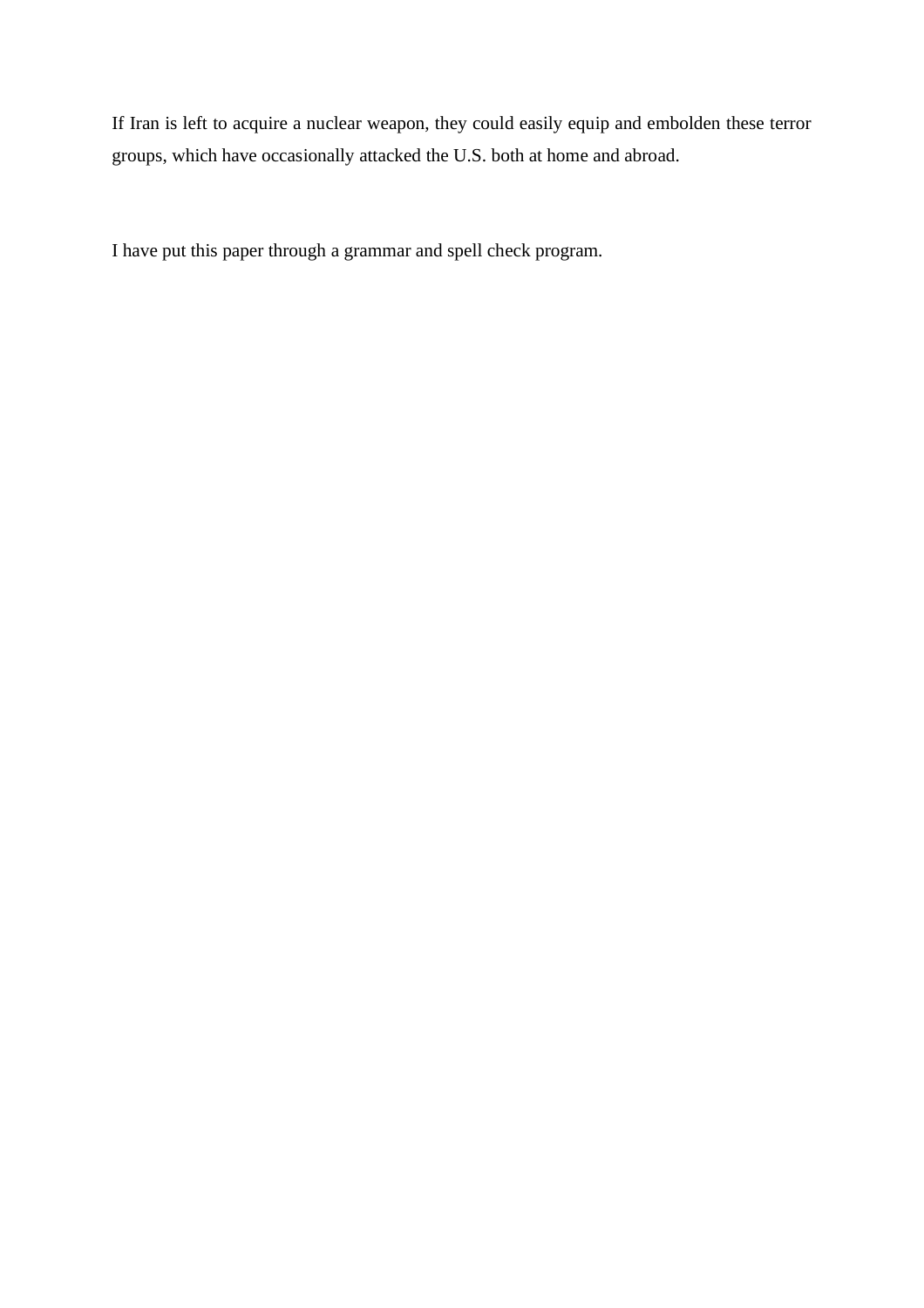If Iran is left to acquire a nuclear weapon, they could easily equip and embolden these terror groups, which have occasionally attacked the U.S. both at home and abroad.

I have put this paper through a grammar and spell check program.